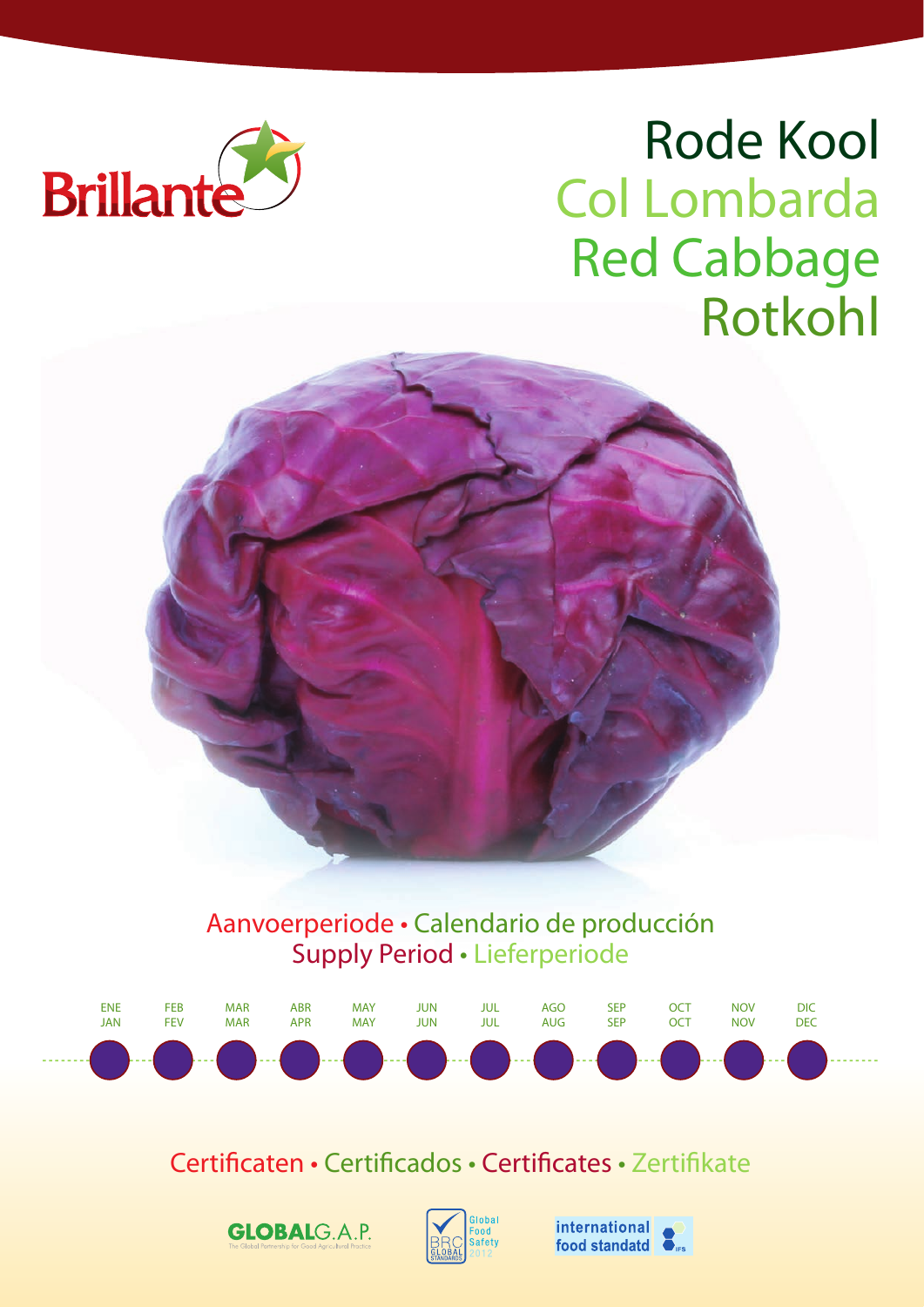Brillante

# Rode Kool
# Col Lombarda
# Red Cabbage
# Rotkohl

## Aanvoerperiode • Calendario de producción
## Supply Period • Lieferperiode

| ENE JAN | FEB FEV | MAR MAR | ABR APR | MAY MAY | JUN JUN | JUL JUL | AGO AUG | SEP SEP | OCT OCT | NOV NOV | DIC DEC |
|---|---|---|---|---|---|---|---|---|---|---|---|
| ● | ● | ● | ● | ● | ● | ● | ● | ● | ● | ● | ● |

## Certificaten • Certificados • Certificates • Zertifikate

GLOBALG.A.P. The Global Partnership for Good Agricultural Practice

BRC Global Standards – Global Food Safety 2012

international food standatd IFS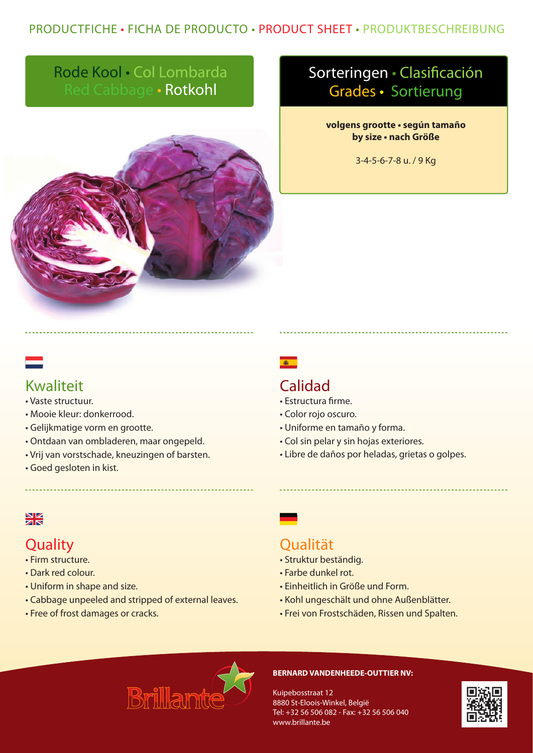PRODUCTFICHE • FICHA DE PRODUCTO • PRODUCT SHEET • PRODUKTBESCHREIBUNG

# Rode Kool • Col Lombarda Red Cabbage • Rotkohl

## Sorteringen • Clasificación Grades • Sortierung

**volgens grootte • según tamaño by size • nach Größe**

3-4-5-6-7-8 u. / 9 Kg

## Kwaliteit

- Vaste structuur.
- Mooie kleur: donkerrood.
- Gelijkmatige vorm en grootte.
- Ontdaan van ombladeren, maar ongepeld.
- Vrij van vorstschade, kneuzingen of barsten.
- Goed gesloten in kist.

## Calidad

- Estructura firme.
- Color rojo oscuro.
- Uniforme en tamaño y forma.
- Col sin pelar y sin hojas exteriores.
- Libre de daños por heladas, grietas o golpes.

## Quality

- Firm structure.
- Dark red colour.
- Uniform in shape and size.
- Cabbage unpeeled and stripped of external leaves.
- Free of frost damages or cracks.

## Qualität

- Struktur beständig.
- Farbe dunkel rot.
- Einheitlich in Größe und Form.
- Kohl ungeschält und ohne Außenblätter.
- Frei von Frostschäden, Rissen und Spalten.

Brillante

**BERNARD VANDENHEEDE-OUTTIER NV:**

Kuipebosstraat 12
8880 St-Eloois-Winkel, België
Tel: +32 56 506 082 - Fax: +32 56 506 040
www.brillante.be